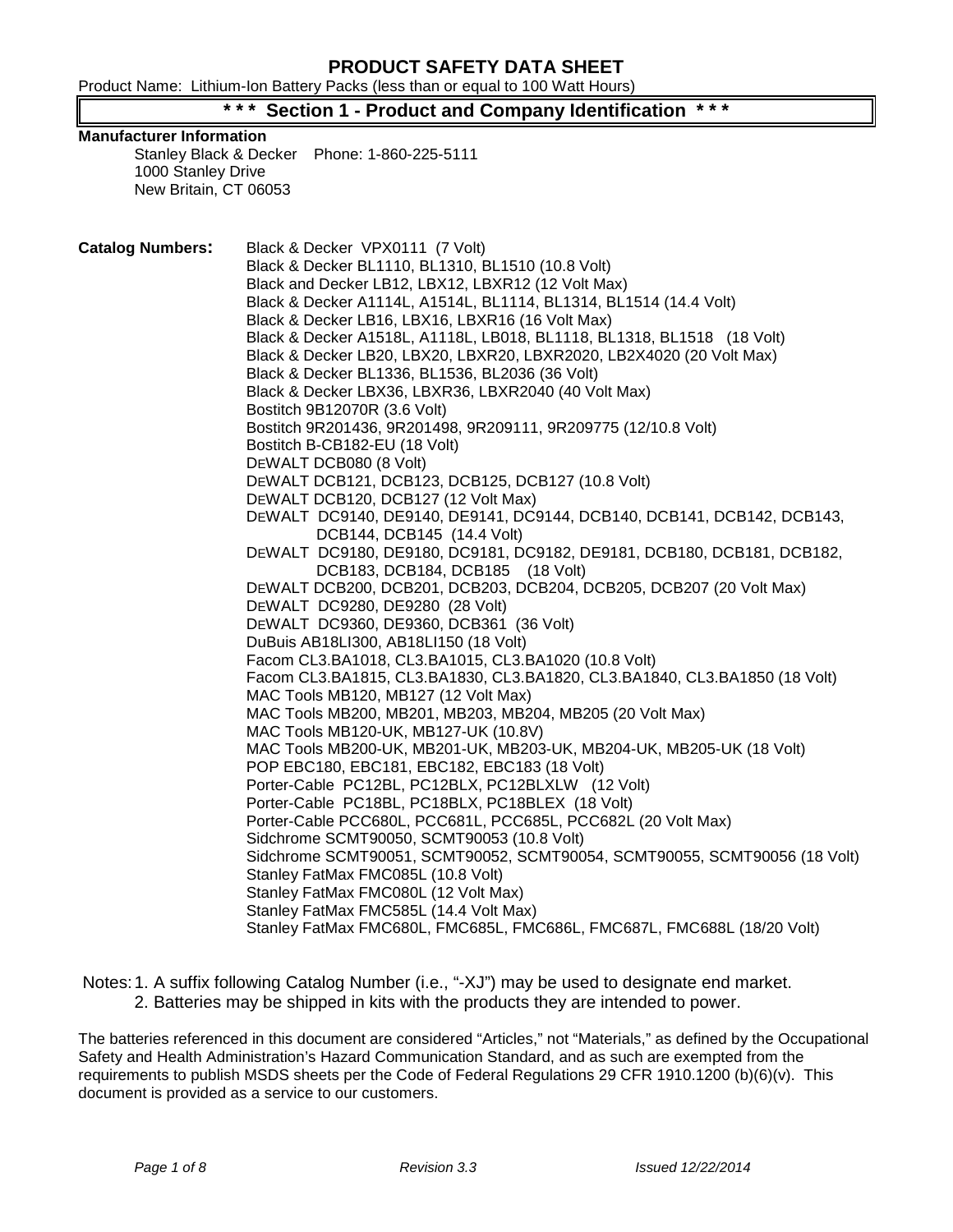# PRODUCT SAFETY DATA SHEET

Product Name: Lithium-Ion Battery Packs (less than or equal to 100 Watt Hours)

## *** Section 1 - Product and Company Identification ***

**Manufacturer Information**

Stanley Black & Decker Phone: 1-860-225-5111
1000 Stanley Drive
New Britain, CT 06053

**Catalog Numbers:**

Black & Decker VPX0111 (7 Volt)
Black & Decker BL1110, BL1310, BL1510 (10.8 Volt)
Black and Decker LB12, LBX12, LBXR12 (12 Volt Max)
Black & Decker A1114L, A1514L, BL1114, BL1314, BL1514 (14.4 Volt)
Black & Decker LB16, LBX16, LBXR16 (16 Volt Max)
Black & Decker A1518L, A1118L, LB018, BL1118, BL1318, BL1518 (18 Volt)
Black & Decker LB20, LBX20, LBXR20, LBXR2020, LB2X4020 (20 Volt Max)
Black & Decker BL1336, BL1536, BL2036 (36 Volt)
Black & Decker LBX36, LBXR36, LBXR2040 (40 Volt Max)
Bostitch 9B12070R (3.6 Volt)
Bostitch 9R201436, 9R201498, 9R209111, 9R209775 (12/10.8 Volt)
Bostitch B-CB182-EU (18 Volt)
DEWALT DCB080 (8 Volt)
DEWALT DCB121, DCB123, DCB125, DCB127 (10.8 Volt)
DEWALT DCB120, DCB127 (12 Volt Max)
DEWALT DC9140, DE9140, DE9141, DC9144, DCB140, DCB141, DCB142, DCB143, DCB144, DCB145 (14.4 Volt)
DEWALT DC9180, DE9180, DC9181, DC9182, DE9181, DCB180, DCB181, DCB182, DCB183, DCB184, DCB185 (18 Volt)
DEWALT DCB200, DCB201, DCB203, DCB204, DCB205, DCB207 (20 Volt Max)
DEWALT DC9280, DE9280 (28 Volt)
DEWALT DC9360, DE9360, DCB361 (36 Volt)
DuBuis AB18LI300, AB18LI150 (18 Volt)
Facom CL3.BA1018, CL3.BA1015, CL3.BA1020 (10.8 Volt)
Facom CL3.BA1815, CL3.BA1830, CL3.BA1820, CL3.BA1840, CL3.BA1850 (18 Volt)
MAC Tools MB120, MB127 (12 Volt Max)
MAC Tools MB200, MB201, MB203, MB204, MB205 (20 Volt Max)
MAC Tools MB120-UK, MB127-UK (10.8V)
MAC Tools MB200-UK, MB201-UK, MB203-UK, MB204-UK, MB205-UK (18 Volt)
POP EBC180, EBC181, EBC182, EBC183 (18 Volt)
Porter-Cable PC12BL, PC12BLX, PC12BLXLW (12 Volt)
Porter-Cable PC18BL, PC18BLX, PC18BLEX (18 Volt)
Porter-Cable PCC680L, PCC681L, PCC685L, PCC682L (20 Volt Max)
Sidchrome SCMT90050, SCMT90053 (10.8 Volt)
Sidchrome SCMT90051, SCMT90052, SCMT90054, SCMT90055, SCMT90056 (18 Volt)
Stanley FatMax FMC085L (10.8 Volt)
Stanley FatMax FMC080L (12 Volt Max)
Stanley FatMax FMC585L (14.4 Volt Max)
Stanley FatMax FMC680L, FMC685L, FMC686L, FMC687L, FMC688L (18/20 Volt)

Notes:
1. A suffix following Catalog Number (i.e., "-XJ") may be used to designate end market.
2. Batteries may be shipped in kits with the products they are intended to power.

The batteries referenced in this document are considered "Articles," not "Materials," as defined by the Occupational Safety and Health Administration's Hazard Communication Standard, and as such are exempted from the requirements to publish MSDS sheets per the Code of Federal Regulations 29 CFR 1910.1200 (b)(6)(v). This document is provided as a service to our customers.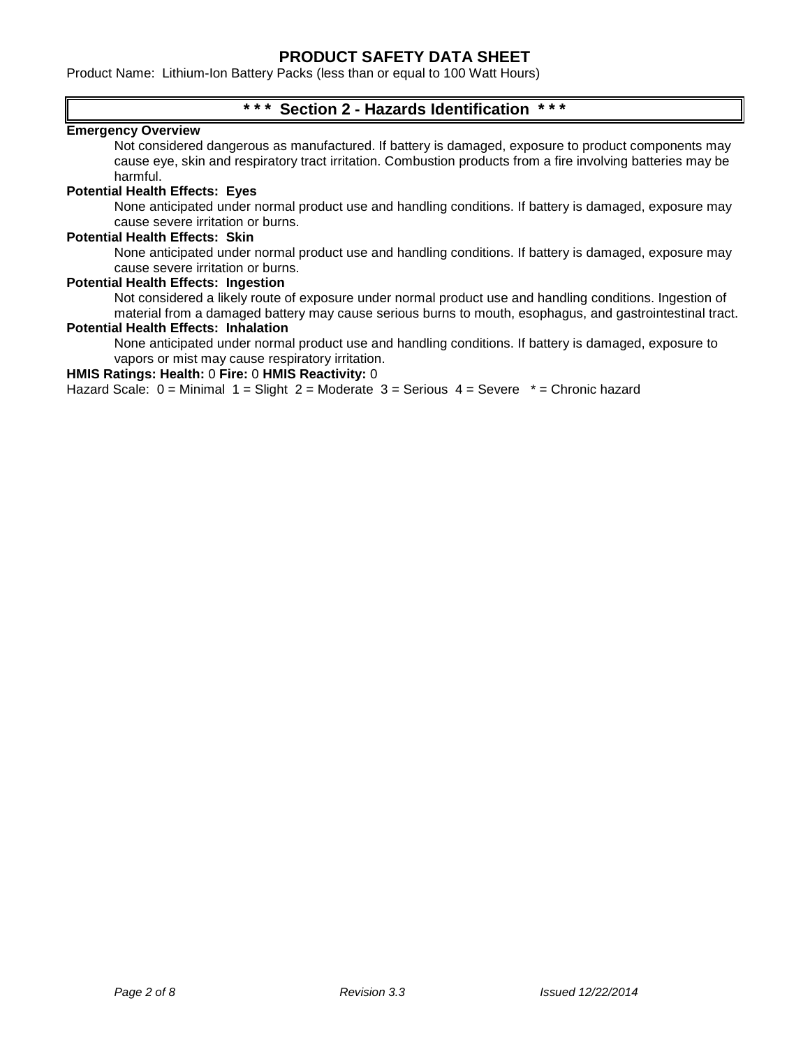# PRODUCT SAFETY DATA SHEET

Product Name: Lithium-Ion Battery Packs (less than or equal to 100 Watt Hours)

## * * * Section 2 - Hazards Identification * * *

**Emergency Overview**

Not considered dangerous as manufactured. If battery is damaged, exposure to product components may cause eye, skin and respiratory tract irritation. Combustion products from a fire involving batteries may be harmful.

**Potential Health Effects: Eyes**

None anticipated under normal product use and handling conditions. If battery is damaged, exposure may cause severe irritation or burns.

**Potential Health Effects: Skin**

None anticipated under normal product use and handling conditions. If battery is damaged, exposure may cause severe irritation or burns.

**Potential Health Effects: Ingestion**

Not considered a likely route of exposure under normal product use and handling conditions. Ingestion of material from a damaged battery may cause serious burns to mouth, esophagus, and gastrointestinal tract.

**Potential Health Effects: Inhalation**

None anticipated under normal product use and handling conditions. If battery is damaged, exposure to vapors or mist may cause respiratory irritation.

**HMIS Ratings: Health:** 0 **Fire:** 0 **HMIS Reactivity:** 0

Hazard Scale: 0 = Minimal 1 = Slight 2 = Moderate 3 = Serious 4 = Severe * = Chronic hazard

*Revision 3.3* *Issued 12/22/2014*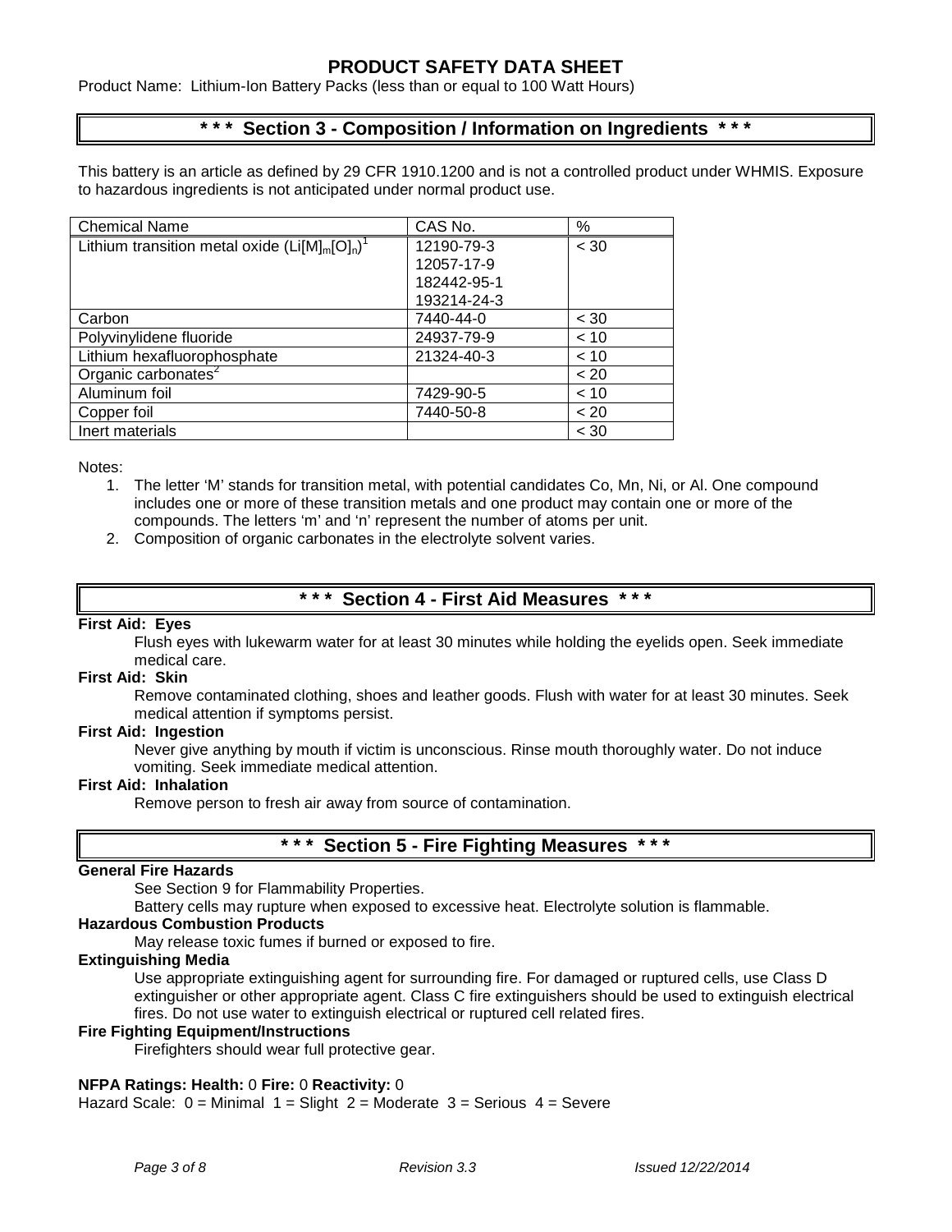# PRODUCT SAFETY DATA SHEET

Product Name: Lithium-Ion Battery Packs (less than or equal to 100 Watt Hours)

## *** Section 3 - Composition / Information on Ingredients ***

This battery is an article as defined by 29 CFR 1910.1200 and is not a controlled product under WHMIS. Exposure to hazardous ingredients is not anticipated under normal product use.

| Chemical Name | CAS No. | % |
|---|---|---|
| Lithium transition metal oxide ($Li[M]_m[O]_n$)[1] | 12190-79-3<br>12057-17-9<br>182442-95-1<br>193214-24-3 | < 30 |
| Carbon | 7440-44-0 | < 30 |
| Polyvinylidene fluoride | 24937-79-9 | < 10 |
| Lithium hexafluorophosphate | 21324-40-3 | < 10 |
| Organic carbonates[2] | | < 20 |
| Aluminum foil | 7429-90-5 | < 10 |
| Copper foil | 7440-50-8 | < 20 |
| Inert materials | | < 30 |

Notes:

1. The letter 'M' stands for transition metal, with potential candidates Co, Mn, Ni, or Al. One compound includes one or more of these transition metals and one product may contain one or more of the compounds. The letters 'm' and 'n' represent the number of atoms per unit.
2. Composition of organic carbonates in the electrolyte solvent varies.

## *** Section 4 - First Aid Measures ***

**First Aid: Eyes**

Flush eyes with lukewarm water for at least 30 minutes while holding the eyelids open. Seek immediate medical care.

**First Aid: Skin**

Remove contaminated clothing, shoes and leather goods. Flush with water for at least 30 minutes. Seek medical attention if symptoms persist.

**First Aid: Ingestion**

Never give anything by mouth if victim is unconscious. Rinse mouth thoroughly water. Do not induce vomiting. Seek immediate medical attention.

**First Aid: Inhalation**

Remove person to fresh air away from source of contamination.

## *** Section 5 - Fire Fighting Measures ***

**General Fire Hazards**

See Section 9 for Flammability Properties.

Battery cells may rupture when exposed to excessive heat. Electrolyte solution is flammable.

**Hazardous Combustion Products**

May release toxic fumes if burned or exposed to fire.

**Extinguishing Media**

Use appropriate extinguishing agent for surrounding fire. For damaged or ruptured cells, use Class D extinguisher or other appropriate agent. Class C fire extinguishers should be used to extinguish electrical fires. Do not use water to extinguish electrical or ruptured cell related fires.

**Fire Fighting Equipment/Instructions**

Firefighters should wear full protective gear.

**NFPA Ratings: Health:** 0 **Fire:** 0 **Reactivity:** 0

Hazard Scale: 0 = Minimal 1 = Slight 2 = Moderate 3 = Serious 4 = Severe

*Revision 3.3* *Issued 12/22/2014*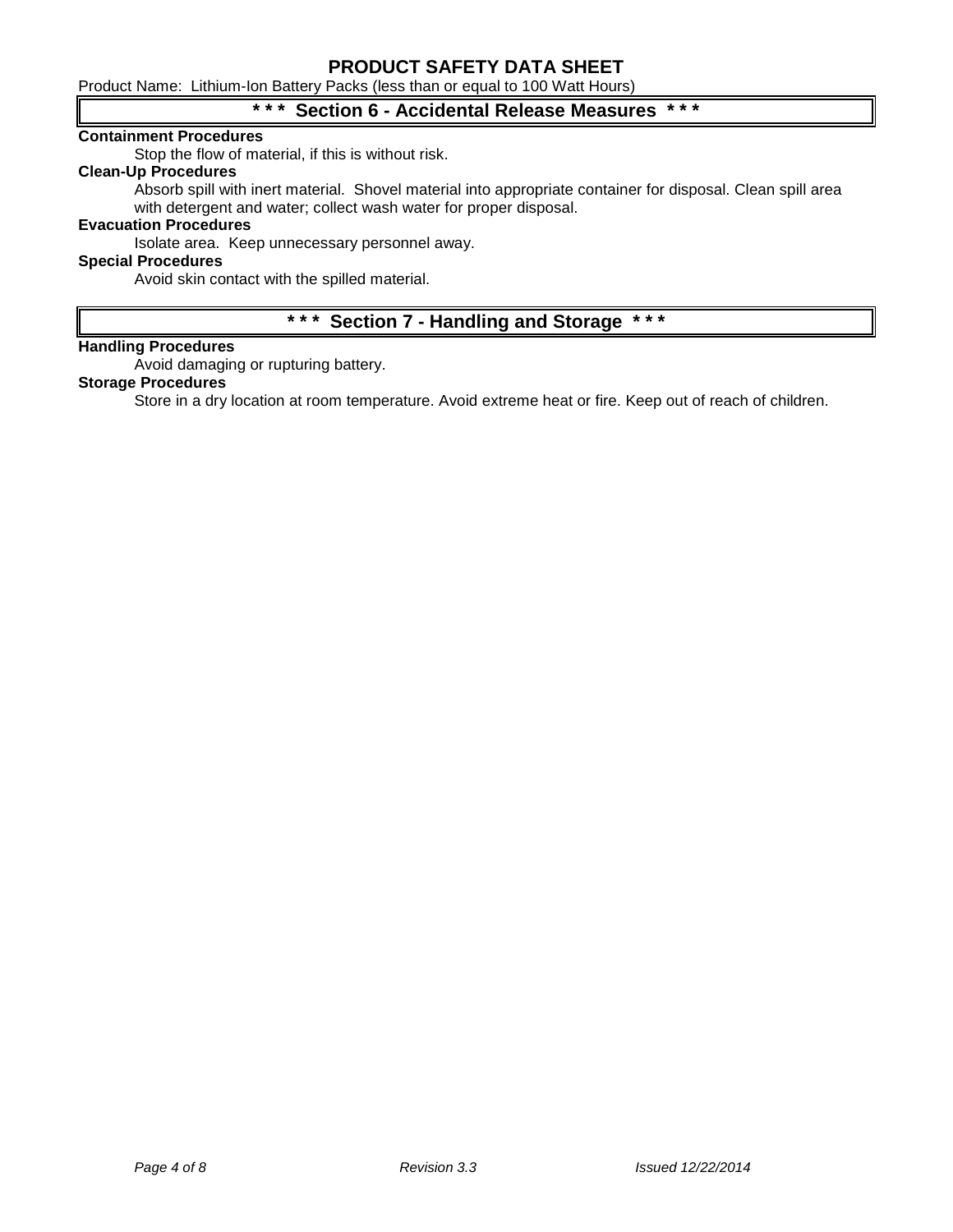## \* \* \*  Section 6 - Accidental Release Measures  \* \* \*

**Containment Procedures**

Stop the flow of material, if this is without risk.

**Clean-Up Procedures**

Absorb spill with inert material.  Shovel material into appropriate container for disposal. Clean spill area with detergent and water; collect wash water for proper disposal.

**Evacuation Procedures**

Isolate area.  Keep unnecessary personnel away.

**Special Procedures**

Avoid skin contact with the spilled material.

## \* \* \*  Section 7 - Handling and Storage  \* \* \*

**Handling Procedures**

Avoid damaging or rupturing battery.

**Storage Procedures**

Store in a dry location at room temperature. Avoid extreme heat or fire. Keep out of reach of children.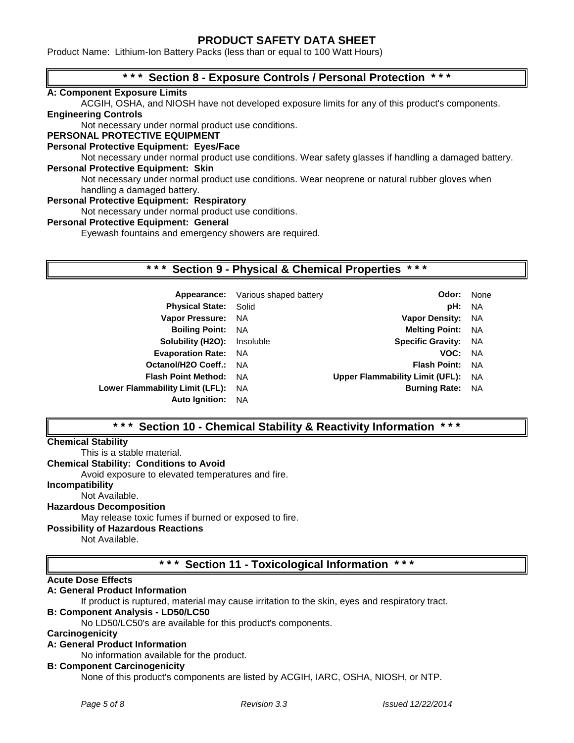# PRODUCT SAFETY DATA SHEET

Product Name: Lithium-Ion Battery Packs (less than or equal to 100 Watt Hours)

## * * * Section 8 - Exposure Controls / Personal Protection * * *

**A: Component Exposure Limits**

ACGIH, OSHA, and NIOSH have not developed exposure limits for any of this product's components.

**Engineering Controls**

Not necessary under normal product use conditions.

**PERSONAL PROTECTIVE EQUIPMENT**

**Personal Protective Equipment: Eyes/Face**

Not necessary under normal product use conditions. Wear safety glasses if handling a damaged battery.

**Personal Protective Equipment: Skin**

Not necessary under normal product use conditions. Wear neoprene or natural rubber gloves when handling a damaged battery.

**Personal Protective Equipment: Respiratory**

Not necessary under normal product use conditions.

**Personal Protective Equipment: General**

Eyewash fountains and emergency showers are required.

## * * * Section 9 - Physical & Chemical Properties * * *

| Property | Value | Property | Value |
|---|---|---|---|
| **Appearance:** | Various shaped battery | **Odor:** | None |
| **Physical State:** | Solid | **pH:** | NA |
| **Vapor Pressure:** | NA | **Vapor Density:** | NA |
| **Boiling Point:** | NA | **Melting Point:** | NA |
| **Solubility (H2O):** | Insoluble | **Specific Gravity:** | NA |
| **Evaporation Rate:** | NA | **VOC:** | NA |
| **Octanol/H2O Coeff.:** | NA | **Flash Point:** | NA |
| **Flash Point Method:** | NA | **Upper Flammability Limit (UFL):** | NA |
| **Lower Flammability Limit (LFL):** | NA | **Burning Rate:** | NA |
| **Auto Ignition:** | NA | | |

## * * * Section 10 - Chemical Stability & Reactivity Information * * *

**Chemical Stability**

This is a stable material.

**Chemical Stability: Conditions to Avoid**

Avoid exposure to elevated temperatures and fire.

**Incompatibility**

Not Available.

**Hazardous Decomposition**

May release toxic fumes if burned or exposed to fire.

**Possibility of Hazardous Reactions**

Not Available.

## * * * Section 11 - Toxicological Information * * *

**Acute Dose Effects**

**A: General Product Information**

If product is ruptured, material may cause irritation to the skin, eyes and respiratory tract.

**B: Component Analysis - LD50/LC50**

No LD50/LC50's are available for this product's components.

**Carcinogenicity**

**A: General Product Information**

No information available for the product.

**B: Component Carcinogenicity**

None of this product's components are listed by ACGIH, IARC, OSHA, NIOSH, or NTP.

*Revision 3.3* *Issued 12/22/2014*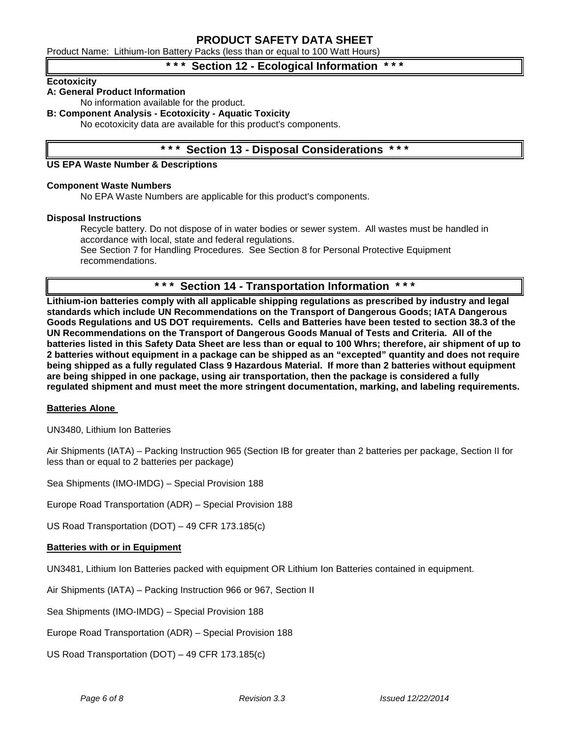**Product Name: Lithium-Ion Battery Packs (less than or equal to 100 Watt Hours)**

## *** Section 12 - Ecological Information ***

**Ecotoxicity**

**A: General Product Information**

No information available for the product.

**B: Component Analysis - Ecotoxicity - Aquatic Toxicity**

No ecotoxicity data are available for this product's components.

## *** Section 13 - Disposal Considerations ***

**US EPA Waste Number & Descriptions**

**Component Waste Numbers**

No EPA Waste Numbers are applicable for this product's components.

**Disposal Instructions**

Recycle battery. Do not dispose of in water bodies or sewer system. All wastes must be handled in accordance with local, state and federal regulations.
See Section 7 for Handling Procedures. See Section 8 for Personal Protective Equipment recommendations.

## *** Section 14 - Transportation Information ***

**Lithium-ion batteries comply with all applicable shipping regulations as prescribed by industry and legal standards which include UN Recommendations on the Transport of Dangerous Goods; IATA Dangerous Goods Regulations and US DOT requirements. Cells and Batteries have been tested to section 38.3 of the UN Recommendations on the Transport of Dangerous Goods Manual of Tests and Criteria. All of the batteries listed in this Safety Data Sheet are less than or equal to 100 Whrs; therefore, air shipment of up to 2 batteries without equipment in a package can be shipped as an "excepted" quantity and does not require being shipped as a fully regulated Class 9 Hazardous Material. If more than 2 batteries without equipment are being shipped in one package, using air transportation, then the package is considered a fully regulated shipment and must meet the more stringent documentation, marking, and labeling requirements.**

**Batteries Alone**

UN3480, Lithium Ion Batteries

Air Shipments (IATA) – Packing Instruction 965 (Section IB for greater than 2 batteries per package, Section II for less than or equal to 2 batteries per package)

Sea Shipments (IMO-IMDG) – Special Provision 188

Europe Road Transportation (ADR) – Special Provision 188

US Road Transportation (DOT) – 49 CFR 173.185(c)

**Batteries with or in Equipment**

UN3481, Lithium Ion Batteries packed with equipment OR Lithium Ion Batteries contained in equipment.

Air Shipments (IATA) – Packing Instruction 966 or 967, Section II

Sea Shipments (IMO-IMDG) – Special Provision 188

Europe Road Transportation (ADR) – Special Provision 188

US Road Transportation (DOT) – 49 CFR 173.185(c)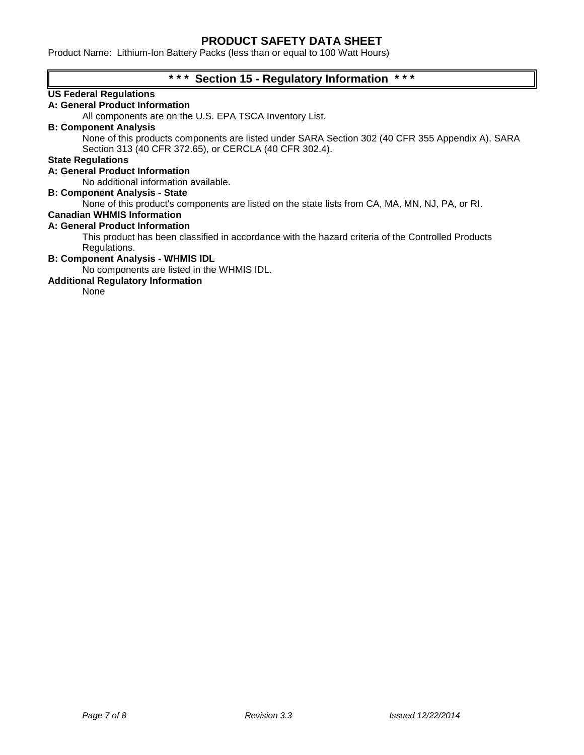# PRODUCT SAFETY DATA SHEET

Product Name: Lithium-Ion Battery Packs (less than or equal to 100 Watt Hours)

## * * * Section 15 - Regulatory Information * * *

**US Federal Regulations**

**A: General Product Information**

All components are on the U.S. EPA TSCA Inventory List.

**B: Component Analysis**

None of this products components are listed under SARA Section 302 (40 CFR 355 Appendix A), SARA Section 313 (40 CFR 372.65), or CERCLA (40 CFR 302.4).

**State Regulations**

**A: General Product Information**

No additional information available.

**B: Component Analysis - State**

None of this product's components are listed on the state lists from CA, MA, MN, NJ, PA, or RI.

**Canadian WHMIS Information**

**A: General Product Information**

This product has been classified in accordance with the hazard criteria of the Controlled Products Regulations.

**B: Component Analysis - WHMIS IDL**

No components are listed in the WHMIS IDL.

**Additional Regulatory Information**

None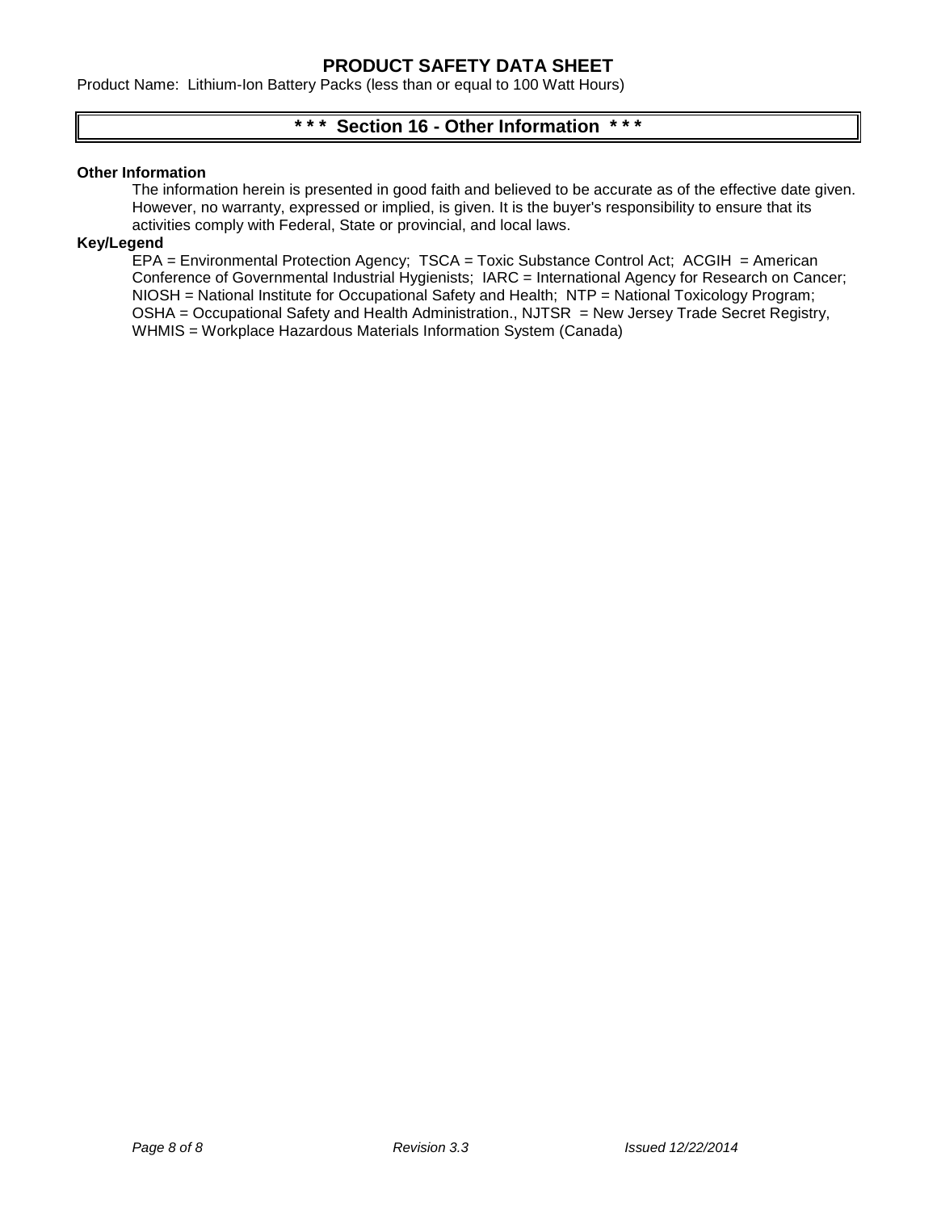## *** Section 16 - Other Information ***

**Other Information**

The information herein is presented in good faith and believed to be accurate as of the effective date given. However, no warranty, expressed or implied, is given. It is the buyer's responsibility to ensure that its activities comply with Federal, State or provincial, and local laws.

**Key/Legend**

EPA = Environmental Protection Agency; TSCA = Toxic Substance Control Act; ACGIH = American Conference of Governmental Industrial Hygienists; IARC = International Agency for Research on Cancer; NIOSH = National Institute for Occupational Safety and Health; NTP = National Toxicology Program; OSHA = Occupational Safety and Health Administration., NJTSR = New Jersey Trade Secret Registry, WHMIS = Workplace Hazardous Materials Information System (Canada)